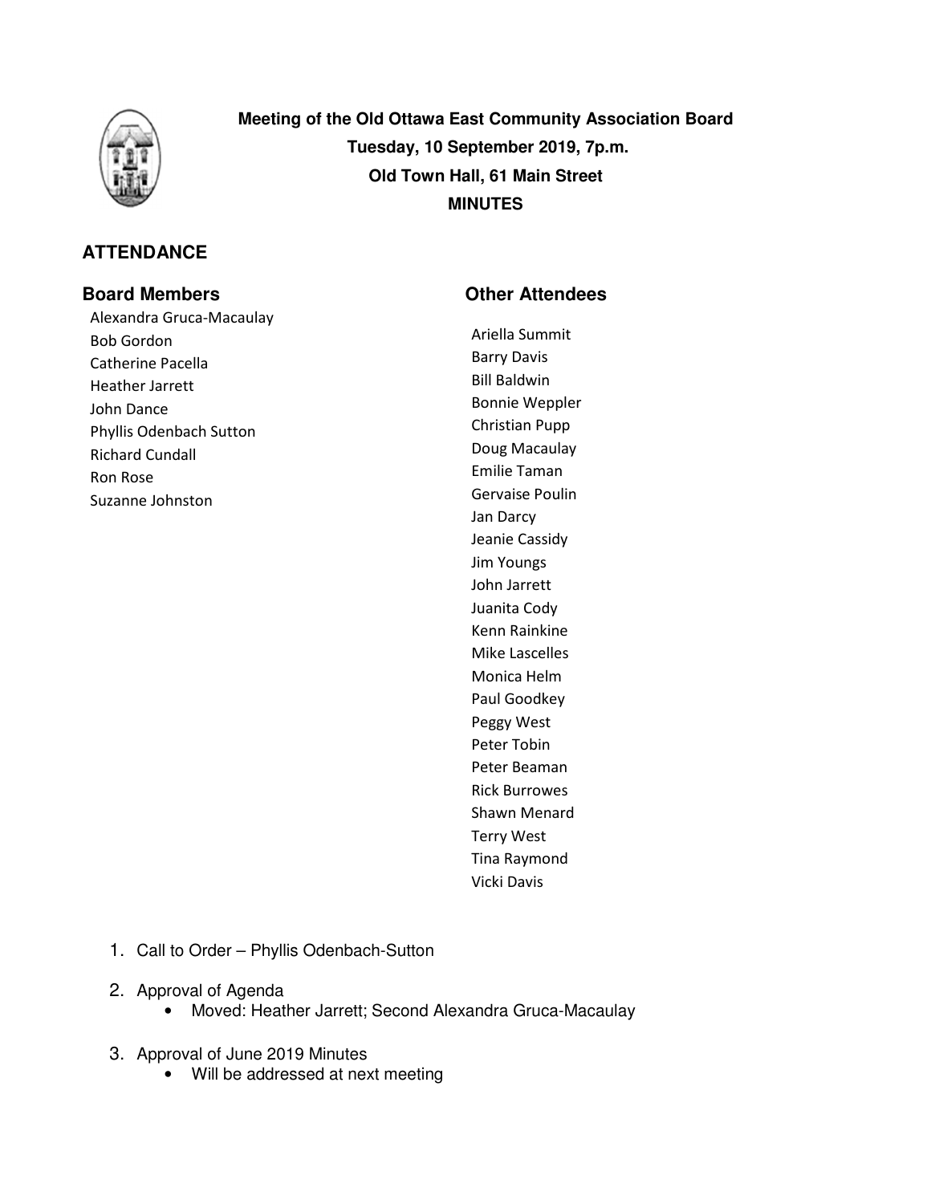**Meeting of the Old Ottawa East Community Association Board**
**Tuesday, 10 September 2019, 7p.m.**
**Old Town Hall, 61 Main Street**
**MINUTES**

## ATTENDANCE

### Board Members

Alexandra Gruca-Macaulay
Bob Gordon
Catherine Pacella
Heather Jarrett
John Dance
Phyllis Odenbach Sutton
Richard Cundall
Ron Rose
Suzanne Johnston

### Other Attendees

Ariella Summit
Barry Davis
Bill Baldwin
Bonnie Weppler
Christian Pupp
Doug Macaulay
Emilie Taman
Gervaise Poulin
Jan Darcy
Jeanie Cassidy
Jim Youngs
John Jarrett
Juanita Cody
Kenn Rainkine
Mike Lascelles
Monica Helm
Paul Goodkey
Peggy West
Peter Tobin
Peter Beaman
Rick Burrowes
Shawn Menard
Terry West
Tina Raymond
Vicki Davis

1. Call to Order – Phyllis Odenbach-Sutton
2. Approval of Agenda
   - Moved: Heather Jarrett; Second Alexandra Gruca-Macaulay
3. Approval of June 2019 Minutes
   - Will be addressed at next meeting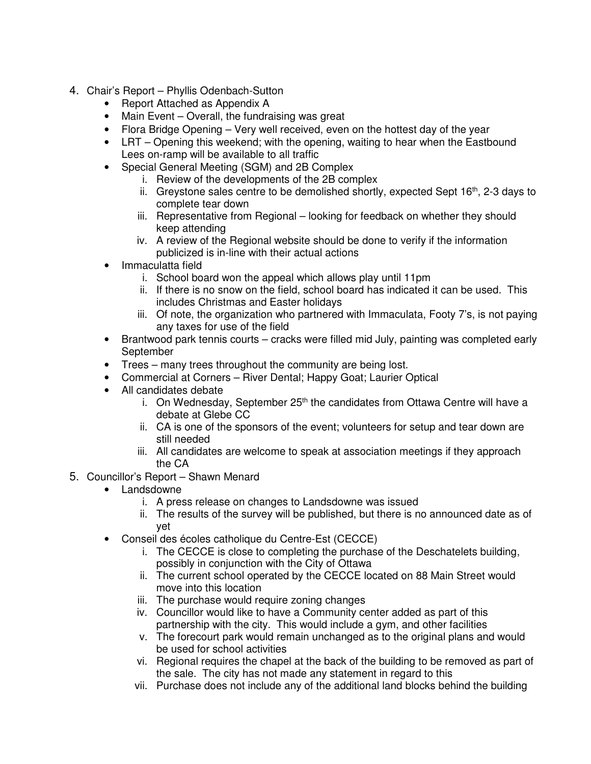4. Chair's Report – Phyllis Odenbach-Sutton
    - Report Attached as Appendix A
    - Main Event – Overall, the fundraising was great
    - Flora Bridge Opening – Very well received, even on the hottest day of the year
    - LRT – Opening this weekend; with the opening, waiting to hear when the Eastbound Lees on-ramp will be available to all traffic
    - Special General Meeting (SGM) and 2B Complex
        1. Review of the developments of the 2B complex
        2. Greystone sales centre to be demolished shortly, expected Sept 16th, 2-3 days to complete tear down
        3. Representative from Regional – looking for feedback on whether they should keep attending
        4. A review of the Regional website should be done to verify if the information publicized is in-line with their actual actions
    - Immaculatta field
        1. School board won the appeal which allows play until 11pm
        2. If there is no snow on the field, school board has indicated it can be used. This includes Christmas and Easter holidays
        3. Of note, the organization who partnered with Immaculata, Footy 7's, is not paying any taxes for use of the field
    - Brantwood park tennis courts – cracks were filled mid July, painting was completed early September
    - Trees – many trees throughout the community are being lost.
    - Commercial at Corners – River Dental; Happy Goat; Laurier Optical
    - All candidates debate
        1. On Wednesday, September 25th the candidates from Ottawa Centre will have a debate at Glebe CC
        2. CA is one of the sponsors of the event; volunteers for setup and tear down are still needed
        3. All candidates are welcome to speak at association meetings if they approach the CA
5. Councillor's Report – Shawn Menard
    - Landsdowne
        1. A press release on changes to Landsdowne was issued
        2. The results of the survey will be published, but there is no announced date as of yet
    - Conseil des écoles catholique du Centre-Est (CECCE)
        1. The CECCE is close to completing the purchase of the Deschatelets building, possibly in conjunction with the City of Ottawa
        2. The current school operated by the CECCE located on 88 Main Street would move into this location
        3. The purchase would require zoning changes
        4. Councillor would like to have a Community center added as part of this partnership with the city. This would include a gym, and other facilities
        5. The forecourt park would remain unchanged as to the original plans and would be used for school activities
        6. Regional requires the chapel at the back of the building to be removed as part of the sale. The city has not made any statement in regard to this
        7. Purchase does not include any of the additional land blocks behind the building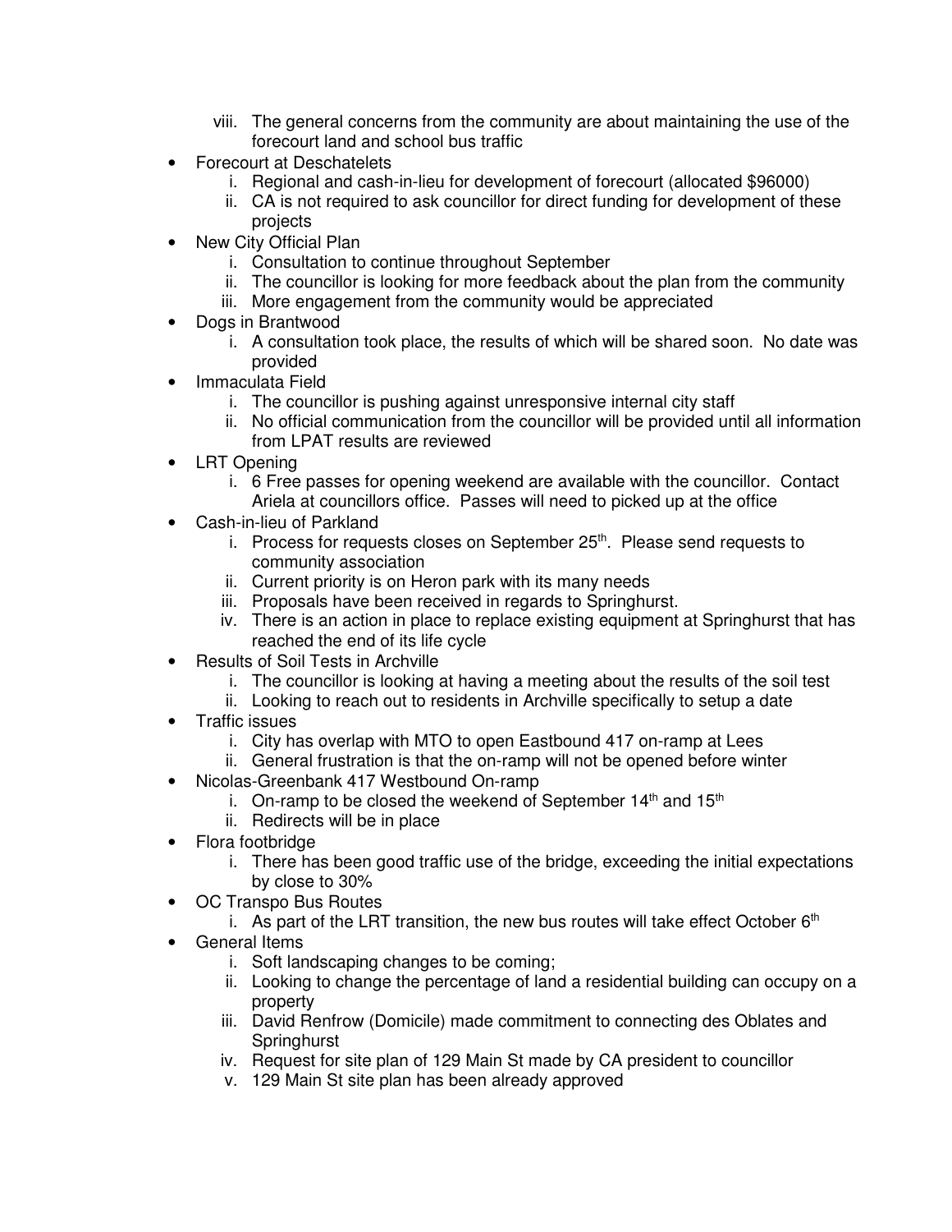viii. The general concerns from the community are about maintaining the use of the forecourt land and school bus traffic

- Forecourt at Deschatelets
  i. Regional and cash-in-lieu for development of forecourt (allocated $96000)
  ii. CA is not required to ask councillor for direct funding for development of these projects
- New City Official Plan
  i. Consultation to continue throughout September
  ii. The councillor is looking for more feedback about the plan from the community
  iii. More engagement from the community would be appreciated
- Dogs in Brantwood
  i. A consultation took place, the results of which will be shared soon. No date was provided
- Immaculata Field
  i. The councillor is pushing against unresponsive internal city staff
  ii. No official communication from the councillor will be provided until all information from LPAT results are reviewed
- LRT Opening
  i. 6 Free passes for opening weekend are available with the councillor. Contact Ariela at councillors office. Passes will need to picked up at the office
- Cash-in-lieu of Parkland
  i. Process for requests closes on September 25th. Please send requests to community association
  ii. Current priority is on Heron park with its many needs
  iii. Proposals have been received in regards to Springhurst.
  iv. There is an action in place to replace existing equipment at Springhurst that has reached the end of its life cycle
- Results of Soil Tests in Archville
  i. The councillor is looking at having a meeting about the results of the soil test
  ii. Looking to reach out to residents in Archville specifically to setup a date
- Traffic issues
  i. City has overlap with MTO to open Eastbound 417 on-ramp at Lees
  ii. General frustration is that the on-ramp will not be opened before winter
- Nicolas-Greenbank 417 Westbound On-ramp
  i. On-ramp to be closed the weekend of September 14th and 15th
  ii. Redirects will be in place
- Flora footbridge
  i. There has been good traffic use of the bridge, exceeding the initial expectations by close to 30%
- OC Transpo Bus Routes
  i. As part of the LRT transition, the new bus routes will take effect October 6th
- General Items
  i. Soft landscaping changes to be coming;
  ii. Looking to change the percentage of land a residential building can occupy on a property
  iii. David Renfrow (Domicile) made commitment to connecting des Oblates and Springhurst
  iv. Request for site plan of 129 Main St made by CA president to councillor
  v. 129 Main St site plan has been already approved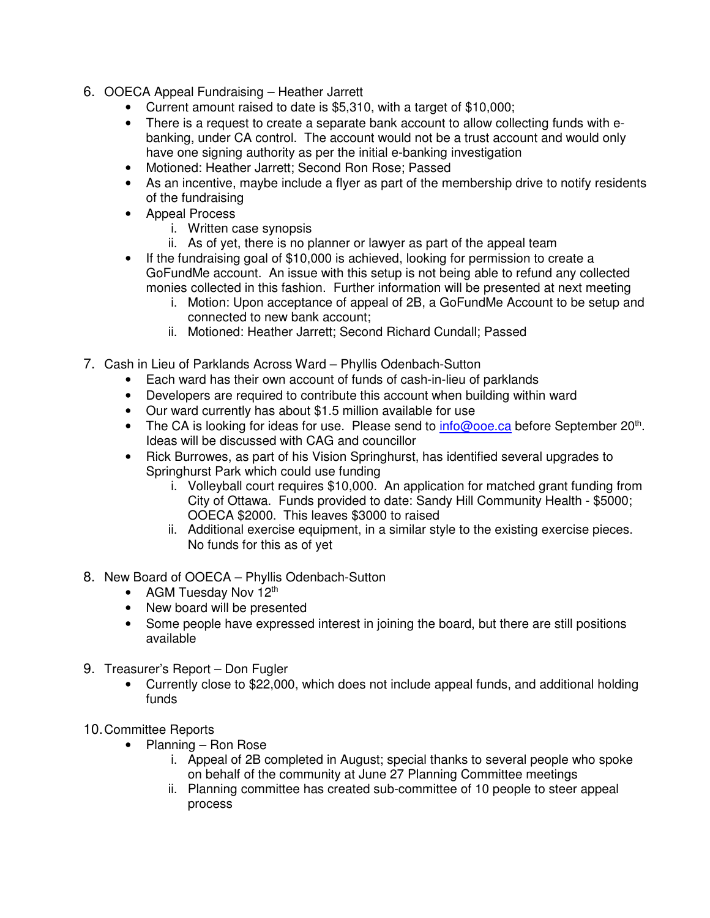6. OOECA Appeal Fundraising – Heather Jarrett
   - Current amount raised to date is $5,310, with a target of $10,000;
   - There is a request to create a separate bank account to allow collecting funds with e-banking, under CA control. The account would not be a trust account and would only have one signing authority as per the initial e-banking investigation
   - Motioned: Heather Jarrett; Second Ron Rose; Passed
   - As an incentive, maybe include a flyer as part of the membership drive to notify residents of the fundraising
   - Appeal Process
     i. Written case synopsis
     ii. As of yet, there is no planner or lawyer as part of the appeal team
   - If the fundraising goal of $10,000 is achieved, looking for permission to create a GoFundMe account. An issue with this setup is not being able to refund any collected monies collected in this fashion. Further information will be presented at next meeting
     i. Motion: Upon acceptance of appeal of 2B, a GoFundMe Account to be setup and connected to new bank account;
     ii. Motioned: Heather Jarrett; Second Richard Cundall; Passed

7. Cash in Lieu of Parklands Across Ward – Phyllis Odenbach-Sutton
   - Each ward has their own account of funds of cash-in-lieu of parklands
   - Developers are required to contribute this account when building within ward
   - Our ward currently has about $1.5 million available for use
   - The CA is looking for ideas for use. Please send to info@ooe.ca before September 20th. Ideas will be discussed with CAG and councillor
   - Rick Burrowes, as part of his Vision Springhurst, has identified several upgrades to Springhurst Park which could use funding
     i. Volleyball court requires $10,000. An application for matched grant funding from City of Ottawa. Funds provided to date: Sandy Hill Community Health - $5000; OOECA $2000. This leaves $3000 to raised
     ii. Additional exercise equipment, in a similar style to the existing exercise pieces. No funds for this as of yet

8. New Board of OOECA – Phyllis Odenbach-Sutton
   - AGM Tuesday Nov 12th
   - New board will be presented
   - Some people have expressed interest in joining the board, but there are still positions available

9. Treasurer's Report – Don Fugler
   - Currently close to $22,000, which does not include appeal funds, and additional holding funds

10. Committee Reports
    - Planning – Ron Rose
      i. Appeal of 2B completed in August; special thanks to several people who spoke on behalf of the community at June 27 Planning Committee meetings
      ii. Planning committee has created sub-committee of 10 people to steer appeal process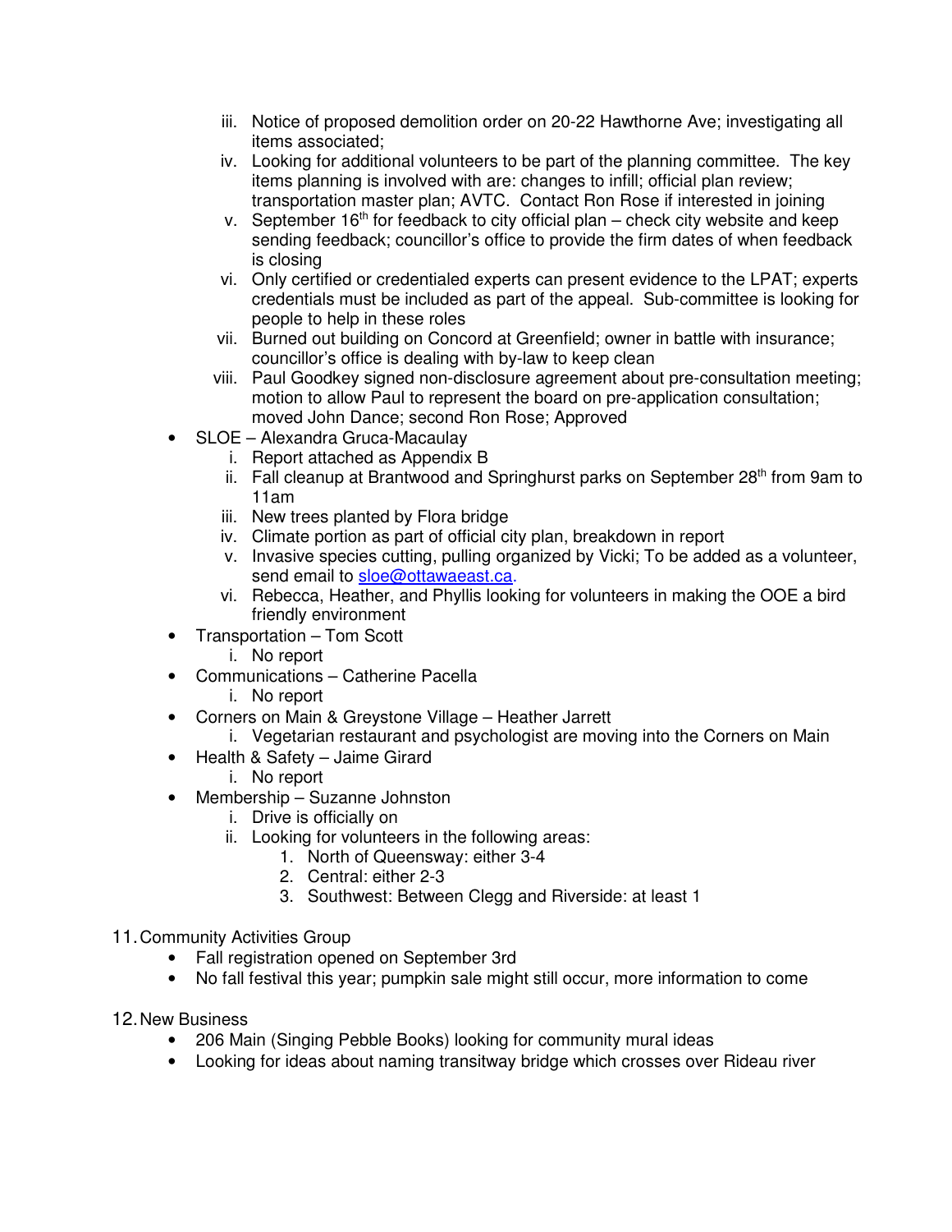iii. Notice of proposed demolition order on 20-22 Hawthorne Ave; investigating all items associated;
   iv. Looking for additional volunteers to be part of the planning committee. The key items planning is involved with are: changes to infill; official plan review; transportation master plan; AVTC. Contact Ron Rose if interested in joining
   v. September 16th for feedback to city official plan – check city website and keep sending feedback; councillor's office to provide the firm dates of when feedback is closing
   vi. Only certified or credentialed experts can present evidence to the LPAT; experts credentials must be included as part of the appeal. Sub-committee is looking for people to help in these roles
   vii. Burned out building on Concord at Greenfield; owner in battle with insurance; councillor's office is dealing with by-law to keep clean
   viii. Paul Goodkey signed non-disclosure agreement about pre-consultation meeting; motion to allow Paul to represent the board on pre-application consultation; moved John Dance; second Ron Rose; Approved

- SLOE – Alexandra Gruca-Macaulay
   i. Report attached as Appendix B
   ii. Fall cleanup at Brantwood and Springhurst parks on September 28th from 9am to 11am
   iii. New trees planted by Flora bridge
   iv. Climate portion as part of official city plan, breakdown in report
   v. Invasive species cutting, pulling organized by Vicki; To be added as a volunteer, send email to sloe@ottawaeast.ca.
   vi. Rebecca, Heather, and Phyllis looking for volunteers in making the OOE a bird friendly environment
- Transportation – Tom Scott
   i. No report
- Communications – Catherine Pacella
   i. No report
- Corners on Main & Greystone Village – Heather Jarrett
   i. Vegetarian restaurant and psychologist are moving into the Corners on Main
- Health & Safety – Jaime Girard
   i. No report
- Membership – Suzanne Johnston
   i. Drive is officially on
   ii. Looking for volunteers in the following areas:
      1. North of Queensway: either 3-4
      2. Central: either 2-3
      3. Southwest: Between Clegg and Riverside: at least 1

11. Community Activities Group
   - Fall registration opened on September 3rd
   - No fall festival this year; pumpkin sale might still occur, more information to come

12. New Business
   - 206 Main (Singing Pebble Books) looking for community mural ideas
   - Looking for ideas about naming transitway bridge which crosses over Rideau river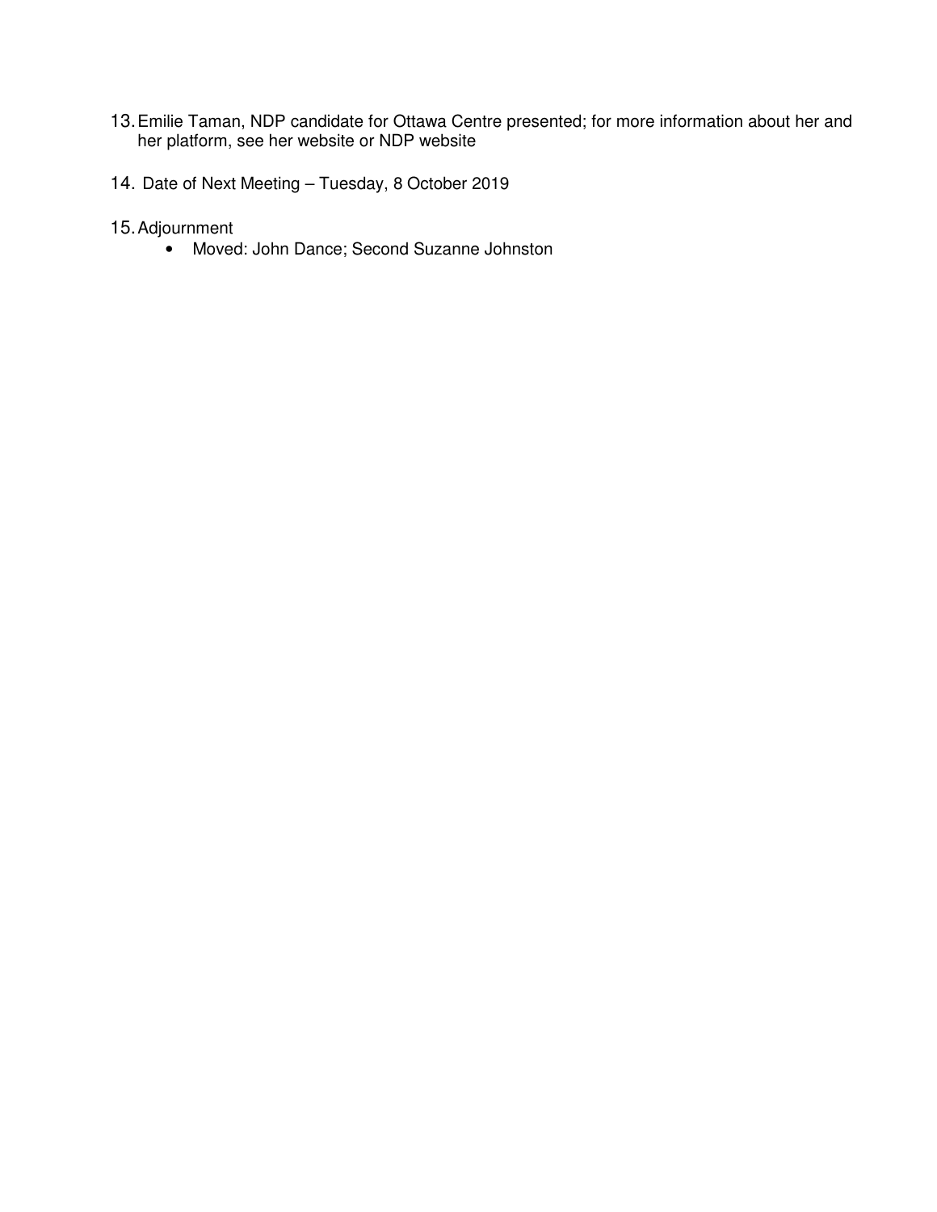13. Emilie Taman, NDP candidate for Ottawa Centre presented; for more information about her and her platform, see her website or NDP website

14. Date of Next Meeting – Tuesday, 8 October 2019

15. Adjournment
    - Moved: John Dance; Second Suzanne Johnston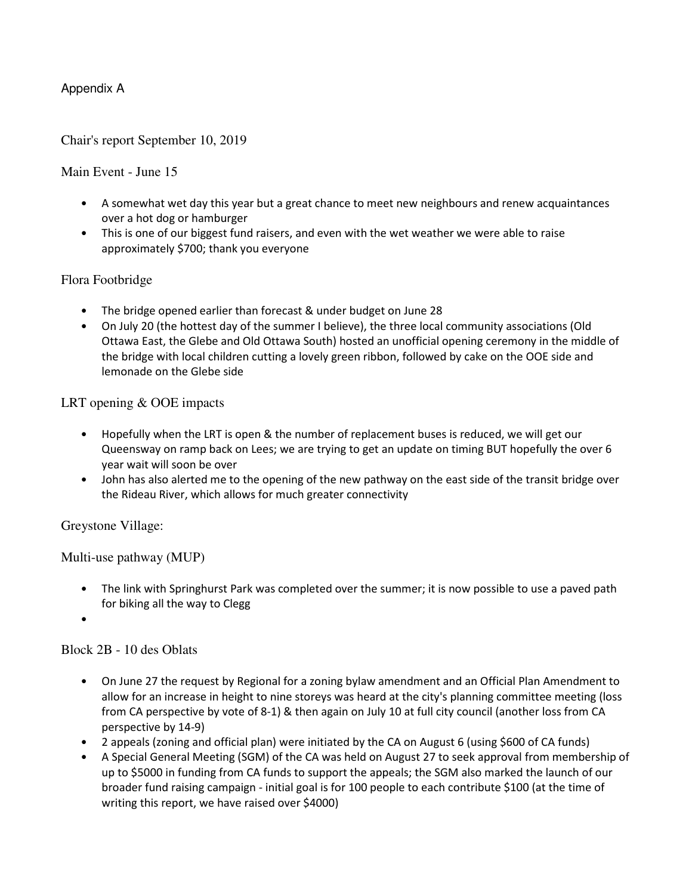Appendix A

## Chair's report September 10, 2019

### Main Event - June 15

- A somewhat wet day this year but a great chance to meet new neighbours and renew acquaintances over a hot dog or hamburger
- This is one of our biggest fund raisers, and even with the wet weather we were able to raise approximately $700; thank you everyone

### Flora Footbridge

- The bridge opened earlier than forecast & under budget on June 28
- On July 20 (the hottest day of the summer I believe), the three local community associations (Old Ottawa East, the Glebe and Old Ottawa South) hosted an unofficial opening ceremony in the middle of the bridge with local children cutting a lovely green ribbon, followed by cake on the OOE side and lemonade on the Glebe side

### LRT opening & OOE impacts

- Hopefully when the LRT is open & the number of replacement buses is reduced, we will get our Queensway on ramp back on Lees; we are trying to get an update on timing BUT hopefully the over 6 year wait will soon be over
- John has also alerted me to the opening of the new pathway on the east side of the transit bridge over the Rideau River, which allows for much greater connectivity

### Greystone Village:

### Multi-use pathway (MUP)

- The link with Springhurst Park was completed over the summer; it is now possible to use a paved path for biking all the way to Clegg

### Block 2B - 10 des Oblats

- On June 27 the request by Regional for a zoning bylaw amendment and an Official Plan Amendment to allow for an increase in height to nine storeys was heard at the city's planning committee meeting (loss from CA perspective by vote of 8-1) & then again on July 10 at full city council (another loss from CA perspective by 14-9)
- 2 appeals (zoning and official plan) were initiated by the CA on August 6 (using $600 of CA funds)
- A Special General Meeting (SGM) of the CA was held on August 27 to seek approval from membership of up to $5000 in funding from CA funds to support the appeals; the SGM also marked the launch of our broader fund raising campaign - initial goal is for 100 people to each contribute $100 (at the time of writing this report, we have raised over $4000)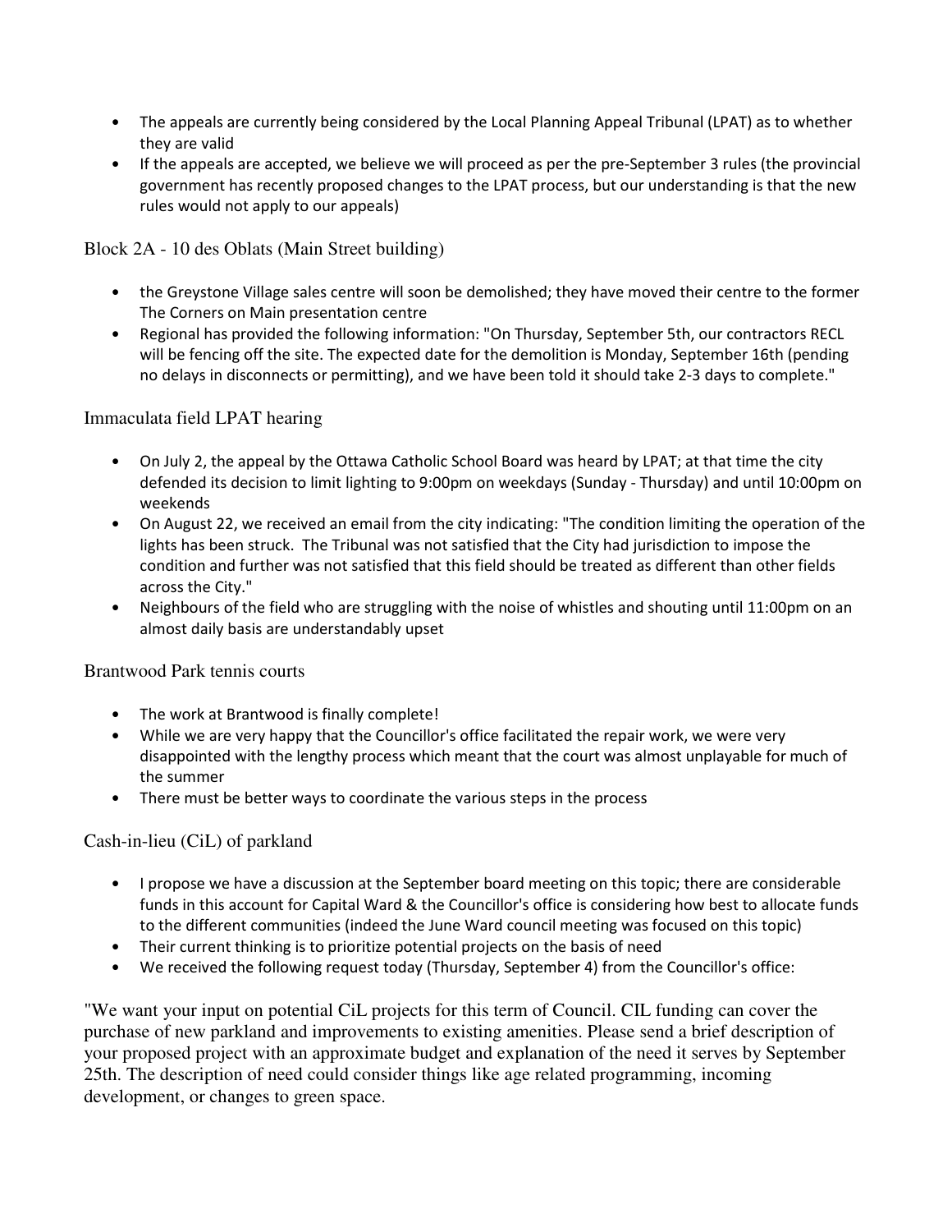- The appeals are currently being considered by the Local Planning Appeal Tribunal (LPAT) as to whether they are valid
- If the appeals are accepted, we believe we will proceed as per the pre-September 3 rules (the provincial government has recently proposed changes to the LPAT process, but our understanding is that the new rules would not apply to our appeals)

### Block 2A - 10 des Oblats (Main Street building)

- the Greystone Village sales centre will soon be demolished; they have moved their centre to the former The Corners on Main presentation centre
- Regional has provided the following information: "On Thursday, September 5th, our contractors RECL will be fencing off the site. The expected date for the demolition is Monday, September 16th (pending no delays in disconnects or permitting), and we have been told it should take 2-3 days to complete."

### Immaculata field LPAT hearing

- On July 2, the appeal by the Ottawa Catholic School Board was heard by LPAT; at that time the city defended its decision to limit lighting to 9:00pm on weekdays (Sunday - Thursday) and until 10:00pm on weekends
- On August 22, we received an email from the city indicating: "The condition limiting the operation of the lights has been struck. The Tribunal was not satisfied that the City had jurisdiction to impose the condition and further was not satisfied that this field should be treated as different than other fields across the City."
- Neighbours of the field who are struggling with the noise of whistles and shouting until 11:00pm on an almost daily basis are understandably upset

### Brantwood Park tennis courts

- The work at Brantwood is finally complete!
- While we are very happy that the Councillor's office facilitated the repair work, we were very disappointed with the lengthy process which meant that the court was almost unplayable for much of the summer
- There must be better ways to coordinate the various steps in the process

### Cash-in-lieu (CiL) of parkland

- I propose we have a discussion at the September board meeting on this topic; there are considerable funds in this account for Capital Ward & the Councillor's office is considering how best to allocate funds to the different communities (indeed the June Ward council meeting was focused on this topic)
- Their current thinking is to prioritize potential projects on the basis of need
- We received the following request today (Thursday, September 4) from the Councillor's office:

"We want your input on potential CiL projects for this term of Council. CIL funding can cover the purchase of new parkland and improvements to existing amenities. Please send a brief description of your proposed project with an approximate budget and explanation of the need it serves by September 25th. The description of need could consider things like age related programming, incoming development, or changes to green space.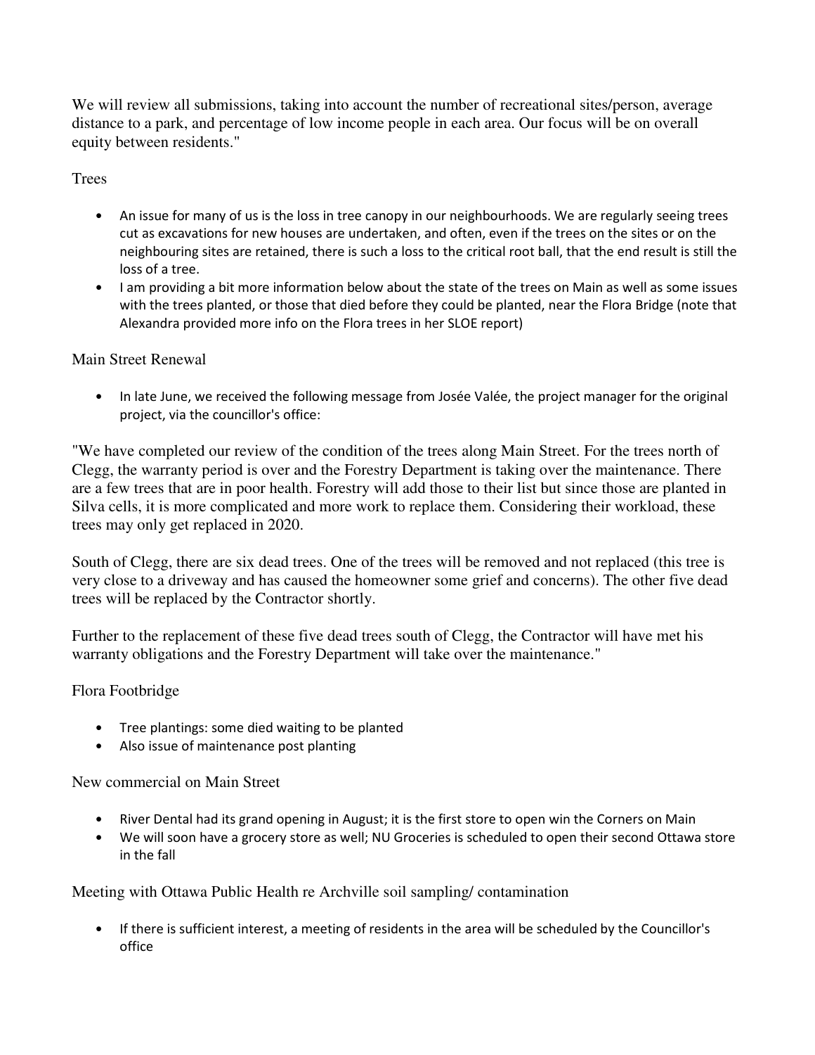We will review all submissions, taking into account the number of recreational sites/person, average distance to a park, and percentage of low income people in each area. Our focus will be on overall equity between residents."

## Trees

- An issue for many of us is the loss in tree canopy in our neighbourhoods. We are regularly seeing trees cut as excavations for new houses are undertaken, and often, even if the trees on the sites or on the neighbouring sites are retained, there is such a loss to the critical root ball, that the end result is still the loss of a tree.
- I am providing a bit more information below about the state of the trees on Main as well as some issues with the trees planted, or those that died before they could be planted, near the Flora Bridge (note that Alexandra provided more info on the Flora trees in her SLOE report)

## Main Street Renewal

- In late June, we received the following message from Josée Valée, the project manager for the original project, via the councillor's office:

"We have completed our review of the condition of the trees along Main Street. For the trees north of Clegg, the warranty period is over and the Forestry Department is taking over the maintenance. There are a few trees that are in poor health. Forestry will add those to their list but since those are planted in Silva cells, it is more complicated and more work to replace them. Considering their workload, these trees may only get replaced in 2020.

South of Clegg, there are six dead trees. One of the trees will be removed and not replaced (this tree is very close to a driveway and has caused the homeowner some grief and concerns). The other five dead trees will be replaced by the Contractor shortly.

Further to the replacement of these five dead trees south of Clegg, the Contractor will have met his warranty obligations and the Forestry Department will take over the maintenance."

## Flora Footbridge

- Tree plantings: some died waiting to be planted
- Also issue of maintenance post planting

## New commercial on Main Street

- River Dental had its grand opening in August; it is the first store to open win the Corners on Main
- We will soon have a grocery store as well; NU Groceries is scheduled to open their second Ottawa store in the fall

## Meeting with Ottawa Public Health re Archville soil sampling/ contamination

- If there is sufficient interest, a meeting of residents in the area will be scheduled by the Councillor's office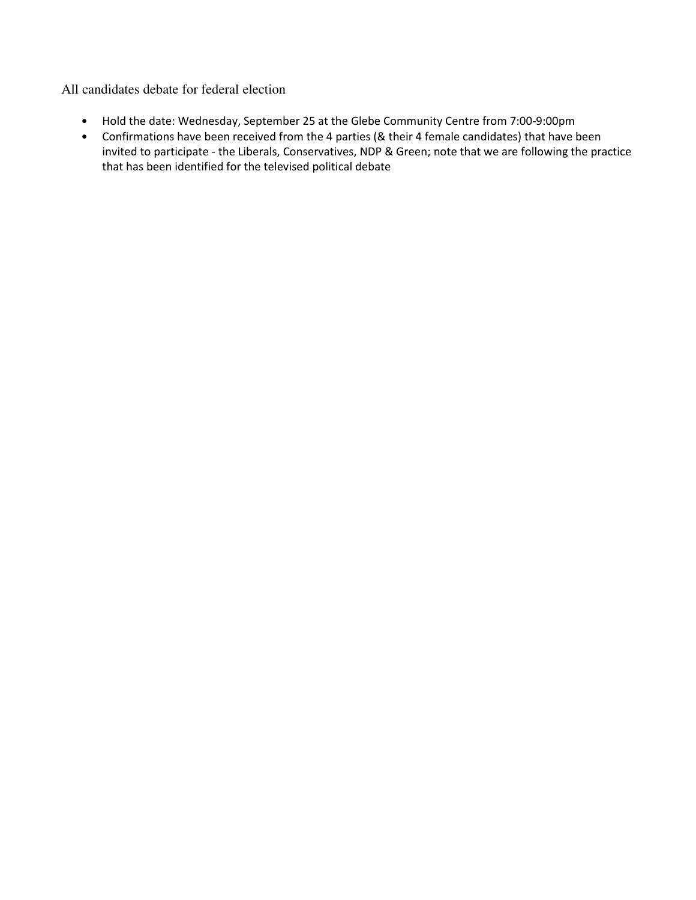All candidates debate for federal election

- Hold the date: Wednesday, September 25 at the Glebe Community Centre from 7:00-9:00pm
- Confirmations have been received from the 4 parties (& their 4 female candidates) that have been invited to participate - the Liberals, Conservatives, NDP & Green; note that we are following the practice that has been identified for the televised political debate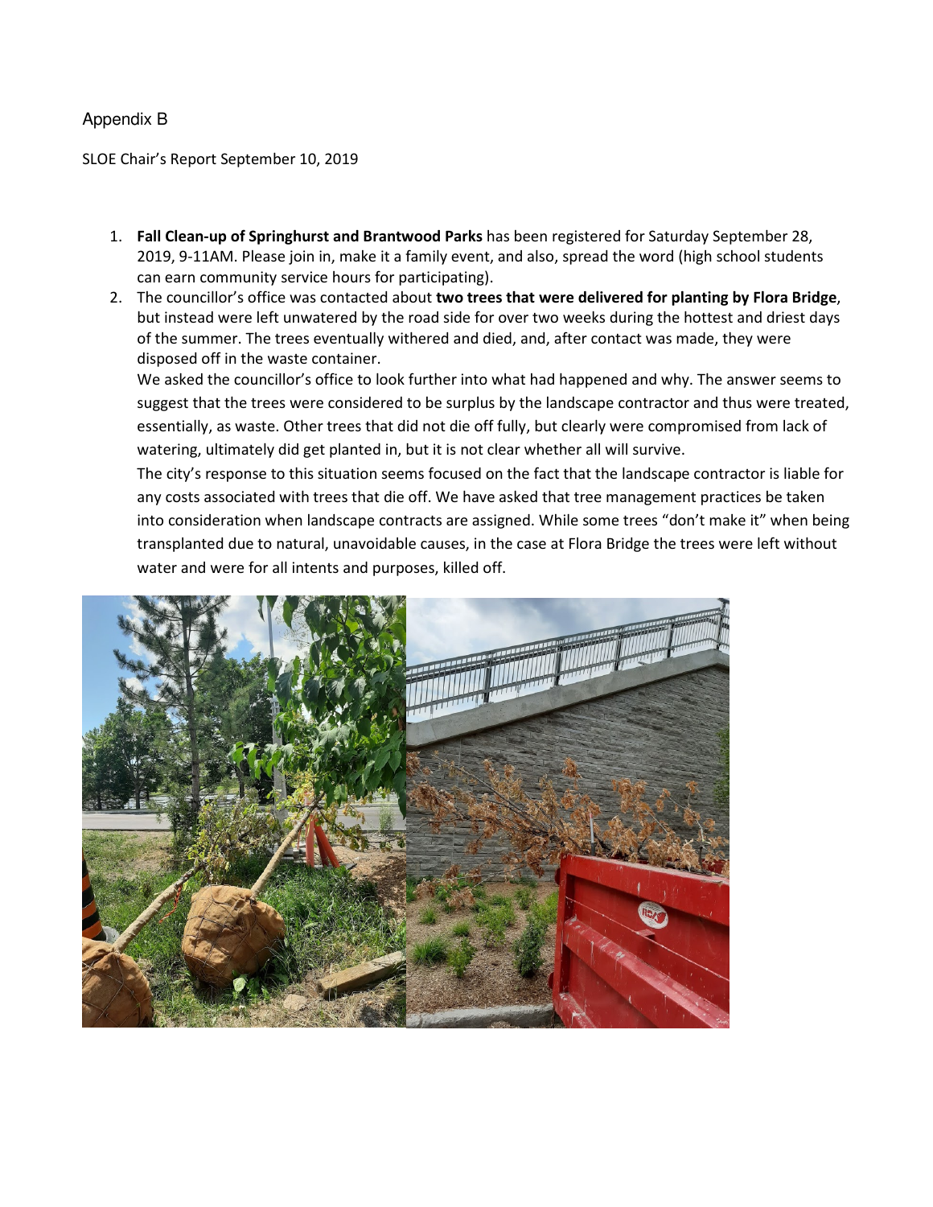Appendix B

SLOE Chair's Report September 10, 2019

1. **Fall Clean-up of Springhurst and Brantwood Parks** has been registered for Saturday September 28, 2019, 9-11AM. Please join in, make it a family event, and also, spread the word (high school students can earn community service hours for participating).
2. The councillor's office was contacted about **two trees that were delivered for planting by Flora Bridge**, but instead were left unwatered by the road side for over two weeks during the hottest and driest days of the summer. The trees eventually withered and died, and, after contact was made, they were disposed off in the waste container.

   We asked the councillor's office to look further into what had happened and why. The answer seems to suggest that the trees were considered to be surplus by the landscape contractor and thus were treated, essentially, as waste. Other trees that did not die off fully, but clearly were compromised from lack of watering, ultimately did get planted in, but it is not clear whether all will survive.

   The city's response to this situation seems focused on the fact that the landscape contractor is liable for any costs associated with trees that die off. We have asked that tree management practices be taken into consideration when landscape contracts are assigned. While some trees "don't make it" when being transplanted due to natural, unavoidable causes, in the case at Flora Bridge the trees were left without water and were for all intents and purposes, killed off.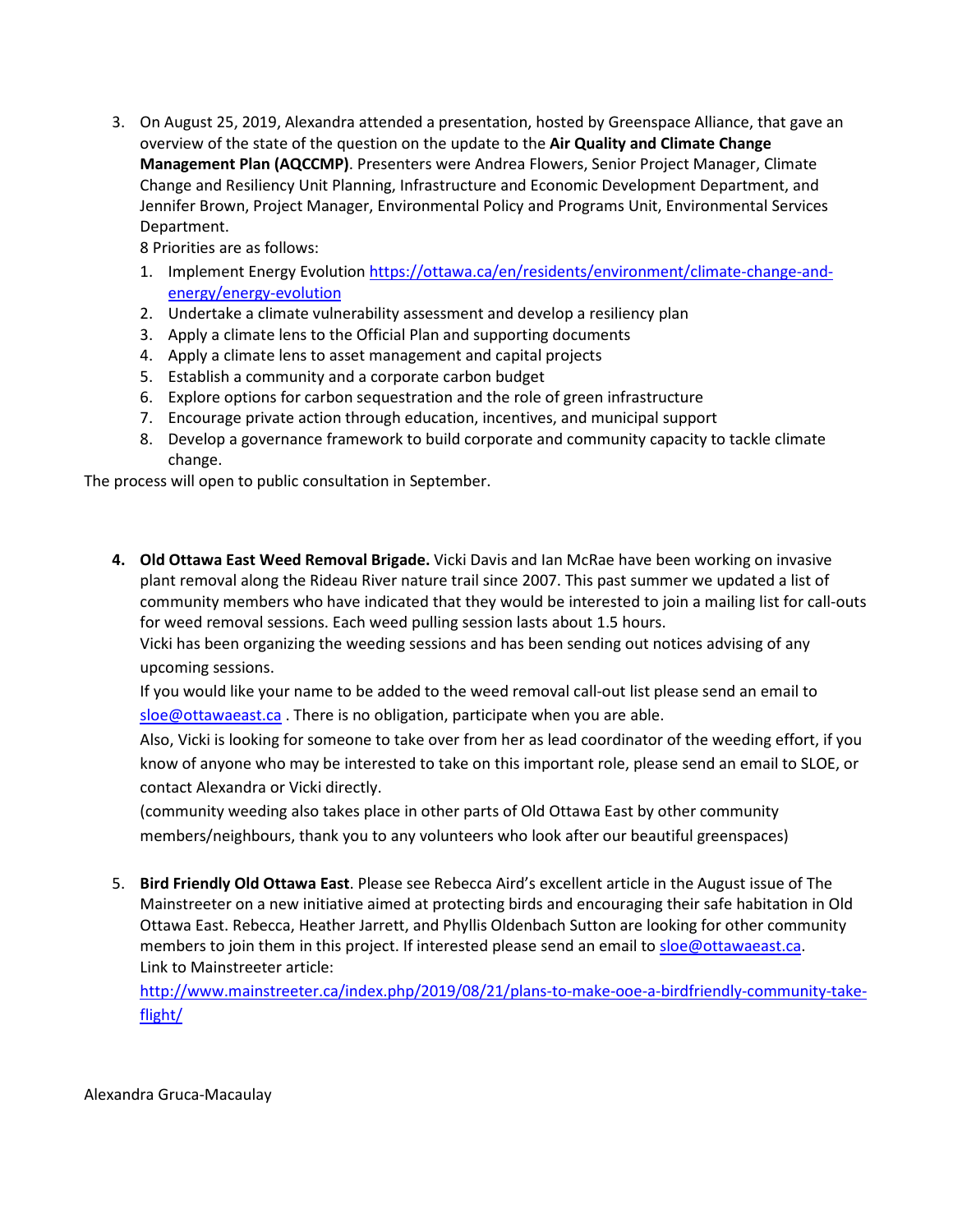3. On August 25, 2019, Alexandra attended a presentation, hosted by Greenspace Alliance, that gave an overview of the state of the question on the update to the **Air Quality and Climate Change Management Plan (AQCCMP)**. Presenters were Andrea Flowers, Senior Project Manager, Climate Change and Resiliency Unit Planning, Infrastructure and Economic Development Department, and Jennifer Brown, Project Manager, Environmental Policy and Programs Unit, Environmental Services Department.

   8 Priorities are as follows:

   1. Implement Energy Evolution https://ottawa.ca/en/residents/environment/climate-change-and-energy/energy-evolution
   2. Undertake a climate vulnerability assessment and develop a resiliency plan
   3. Apply a climate lens to the Official Plan and supporting documents
   4. Apply a climate lens to asset management and capital projects
   5. Establish a community and a corporate carbon budget
   6. Explore options for carbon sequestration and the role of green infrastructure
   7. Encourage private action through education, incentives, and municipal support
   8. Develop a governance framework to build corporate and community capacity to tackle climate change.

The process will open to public consultation in September.

4. **Old Ottawa East Weed Removal Brigade.** Vicki Davis and Ian McRae have been working on invasive plant removal along the Rideau River nature trail since 2007. This past summer we updated a list of community members who have indicated that they would be interested to join a mailing list for call-outs for weed removal sessions. Each weed pulling session lasts about 1.5 hours.

   Vicki has been organizing the weeding sessions and has been sending out notices advising of any upcoming sessions.

   If you would like your name to be added to the weed removal call-out list please send an email to sloe@ottawaeast.ca . There is no obligation, participate when you are able.

   Also, Vicki is looking for someone to take over from her as lead coordinator of the weeding effort, if you know of anyone who may be interested to take on this important role, please send an email to SLOE, or contact Alexandra or Vicki directly.

   (community weeding also takes place in other parts of Old Ottawa East by other community members/neighbours, thank you to any volunteers who look after our beautiful greenspaces)

5. **Bird Friendly Old Ottawa East**. Please see Rebecca Aird's excellent article in the August issue of The Mainstreeter on a new initiative aimed at protecting birds and encouraging their safe habitation in Old Ottawa East. Rebecca, Heather Jarrett, and Phyllis Oldenbach Sutton are looking for other community members to join them in this project. If interested please send an email to sloe@ottawaeast.ca.

   Link to Mainstreeter article:

   http://www.mainstreeter.ca/index.php/2019/08/21/plans-to-make-ooe-a-birdfriendly-community-take-flight/

Alexandra Gruca-Macaulay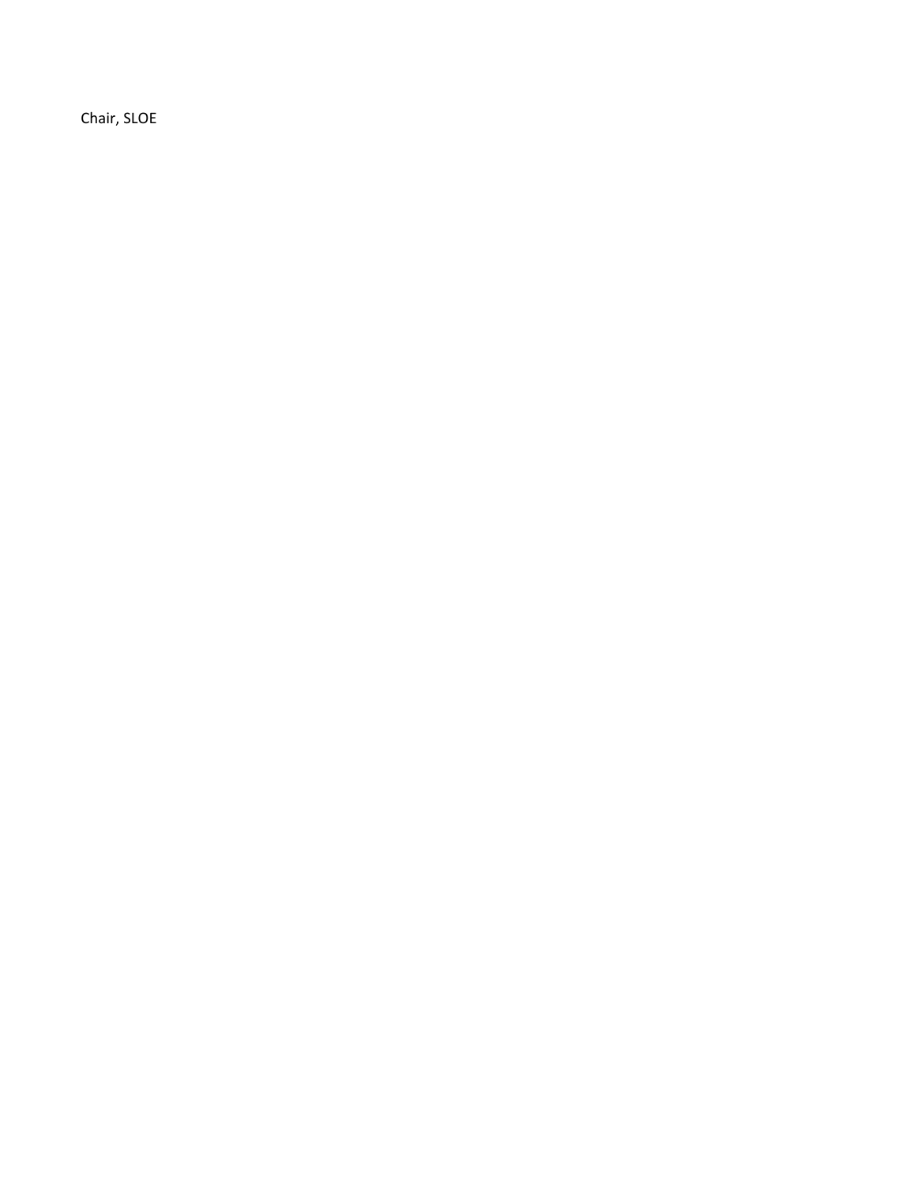Chair, SLOE